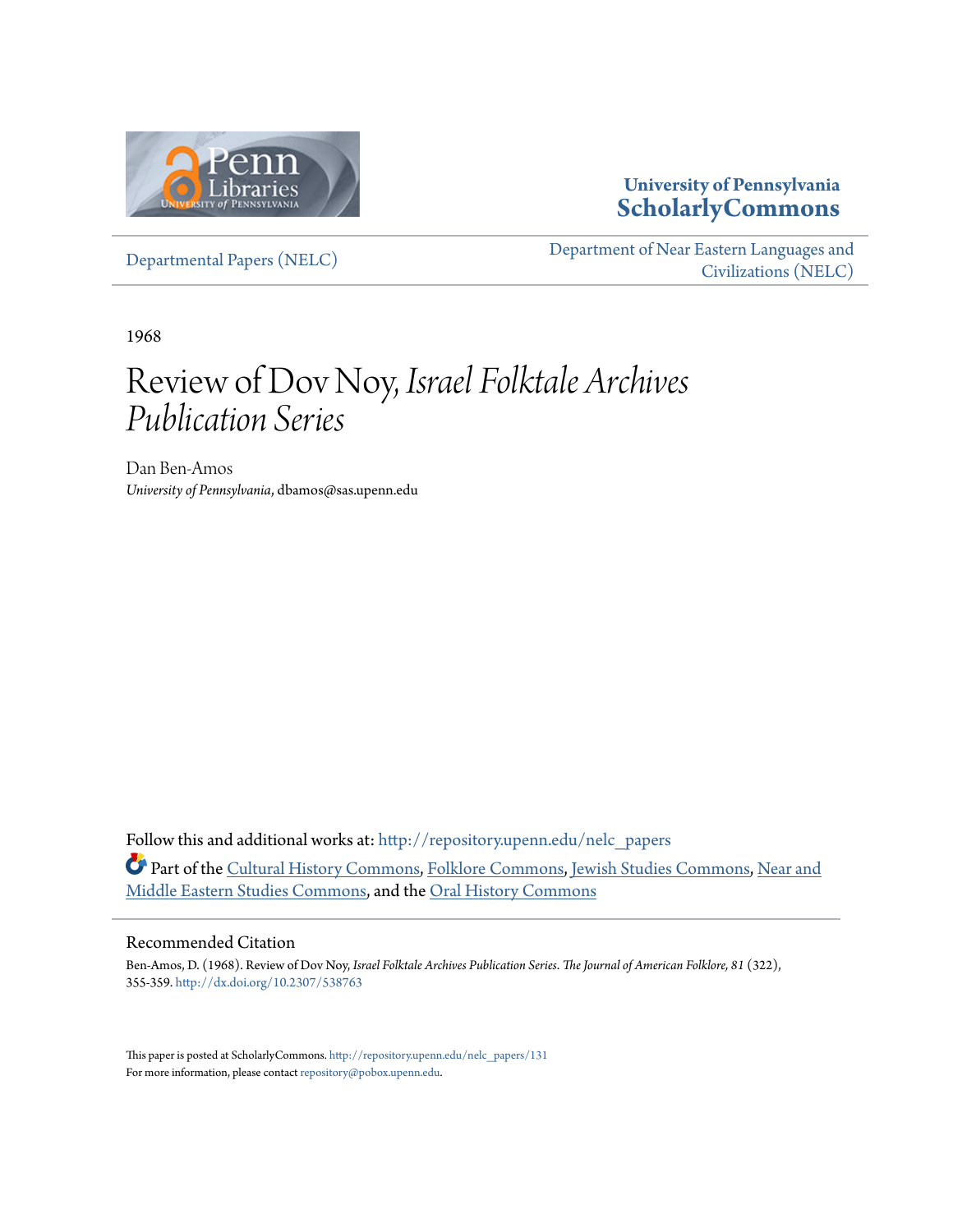University of Pennsylvania
**ScholarlyCommons**

Departmental Papers (NELC)

Department of Near Eastern Languages and Civilizations (NELC)

1968

# Review of Dov Noy, *Israel Folktale Archives Publication Series*

Dan Ben-Amos
*University of Pennsylvania*, dbamos@sas.upenn.edu

Follow this and additional works at: http://repository.upenn.edu/nelc_papers

Part of the Cultural History Commons, Folklore Commons, Jewish Studies Commons, Near and Middle Eastern Studies Commons, and the Oral History Commons

## Recommended Citation

Ben-Amos, D. (1968). Review of Dov Noy, *Israel Folktale Archives Publication Series*. *The Journal of American Folklore, 81* (322), 355-359. http://dx.doi.org/10.2307/538763

This paper is posted at ScholarlyCommons. http://repository.upenn.edu/nelc_papers/131
For more information, please contact repository@pobox.upenn.edu.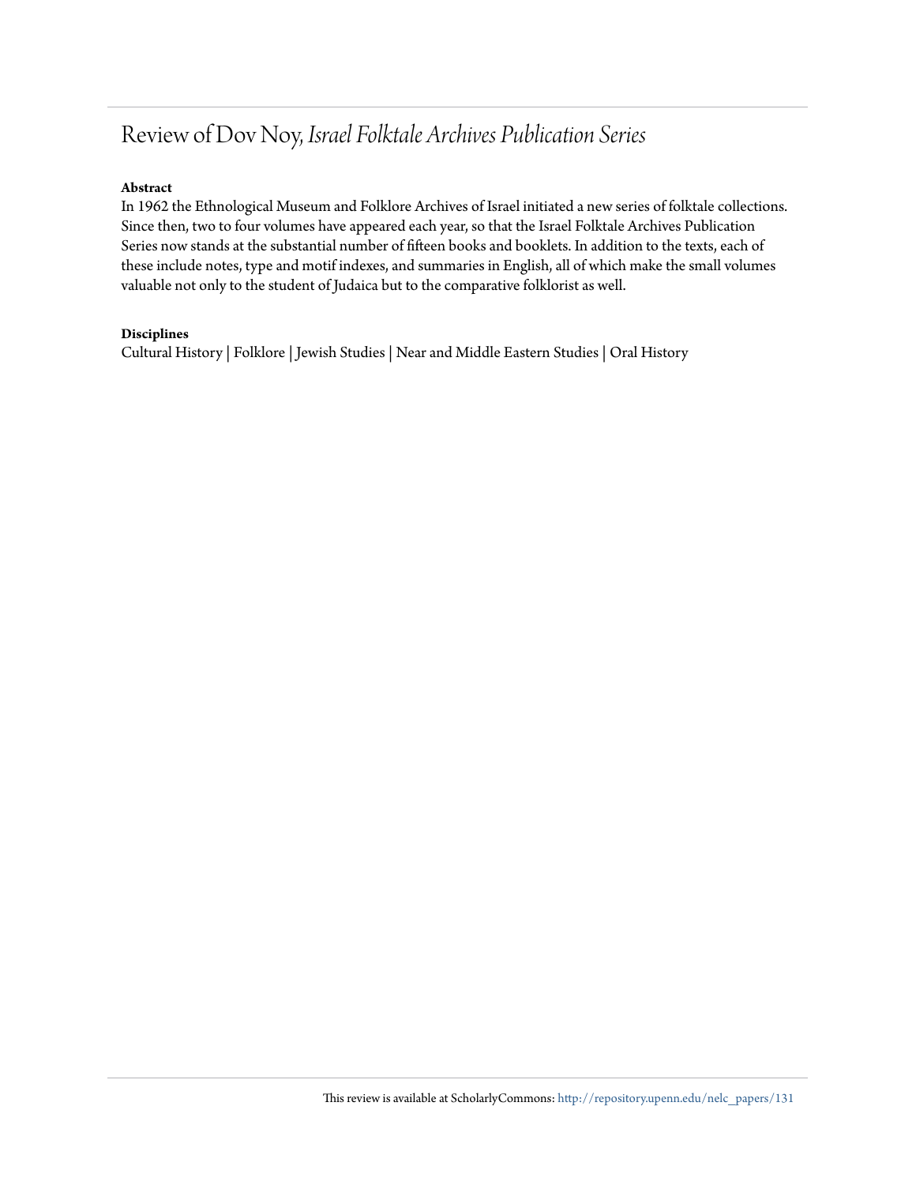# Review of Dov Noy, *Israel Folktale Archives Publication Series*

**Abstract**

In 1962 the Ethnological Museum and Folklore Archives of Israel initiated a new series of folktale collections. Since then, two to four volumes have appeared each year, so that the Israel Folktale Archives Publication Series now stands at the substantial number of fifteen books and booklets. In addition to the texts, each of these include notes, type and motif indexes, and summaries in English, all of which make the small volumes valuable not only to the student of Judaica but to the comparative folklorist as well.

**Disciplines**

Cultural History | Folklore | Jewish Studies | Near and Middle Eastern Studies | Oral History

This review is available at ScholarlyCommons: http://repository.upenn.edu/nelc_papers/131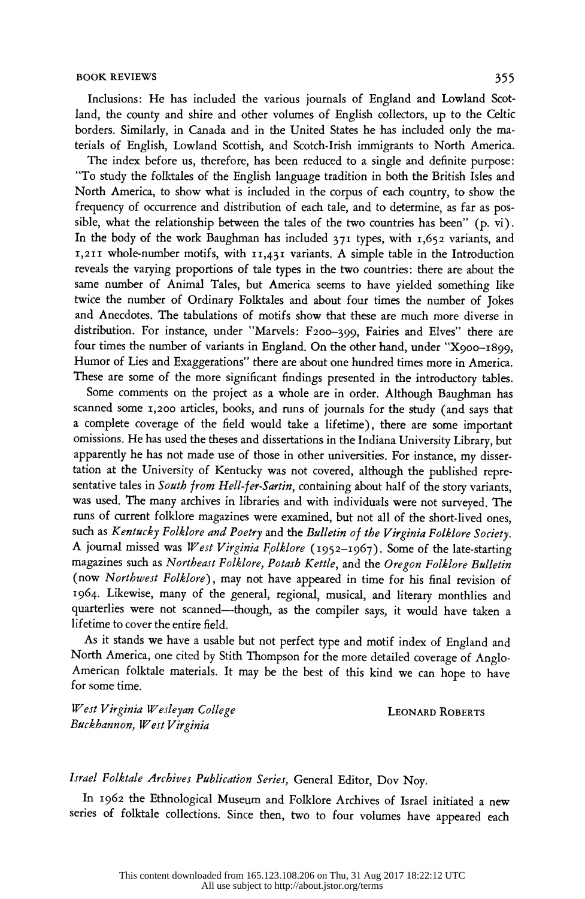Inclusions: He has included the various journals of England and Lowland Scotland, the county and shire and other volumes of English collectors, up to the Celtic borders. Similarly, in Canada and in the United States he has included only the materials of English, Lowland Scottish, and Scotch-Irish immigrants to North America.

The index before us, therefore, has been reduced to a single and definite purpose: "To study the folktales of the English language tradition in both the British Isles and North America, to show what is included in the corpus of each country, to show the frequency of occurrence and distribution of each tale, and to determine, as far as possible, what the relationship between the tales of the two countries has been" (p. vi). In the body of the work Baughman has included 371 types, with 1,652 variants, and 1,211 whole-number motifs, with 11,431 variants. A simple table in the Introduction reveals the varying proportions of tale types in the two countries: there are about the same number of Animal Tales, but America seems to have yielded something like twice the number of Ordinary Folktales and about four times the number of Jokes and Anecdotes. The tabulations of motifs show that these are much more diverse in distribution. For instance, under "Marvels: F200–399, Fairies and Elves" there are four times the number of variants in England. On the other hand, under "X900–1899, Humor of Lies and Exaggerations" there are about one hundred times more in America. These are some of the more significant findings presented in the introductory tables.

Some comments on the project as a whole are in order. Although Baughman has scanned some 1,200 articles, books, and runs of journals for the study (and says that a complete coverage of the field would take a lifetime), there are some important omissions. He has used the theses and dissertations in the Indiana University Library, but apparently he has not made use of those in other universities. For instance, my dissertation at the University of Kentucky was not covered, although the published representative tales in *South from Hell-fer-Sartin*, containing about half of the story variants, was used. The many archives in libraries and with individuals were not surveyed. The runs of current folklore magazines were examined, but not all of the short-lived ones, such as *Kentucky Folklore and Poetry* and the *Bulletin of the Virginia Folklore Society*. A journal missed was *West Virginia Folklore* (1952–1967). Some of the late-starting magazines such as *Northeast Folklore, Potash Kettle*, and the *Oregon Folklore Bulletin* (now *Northwest Folklore*), may not have appeared in time for his final revision of 1964. Likewise, many of the general, regional, musical, and literary monthlies and quarterlies were not scanned—though, as the compiler says, it would have taken a lifetime to cover the entire field.

As it stands we have a usable but not perfect type and motif index of England and North America, one cited by Stith Thompson for the more detailed coverage of Anglo-American folktale materials. It may be the best of this kind we can hope to have for some time.

*West Virginia Wesleyan College*
*Buckhannon, West Virginia*

LEONARD ROBERTS

*Israel Folktale Archives Publication Series*, General Editor, Dov Noy.

In 1962 the Ethnological Museum and Folklore Archives of Israel initiated a new series of folktale collections. Since then, two to four volumes have appeared each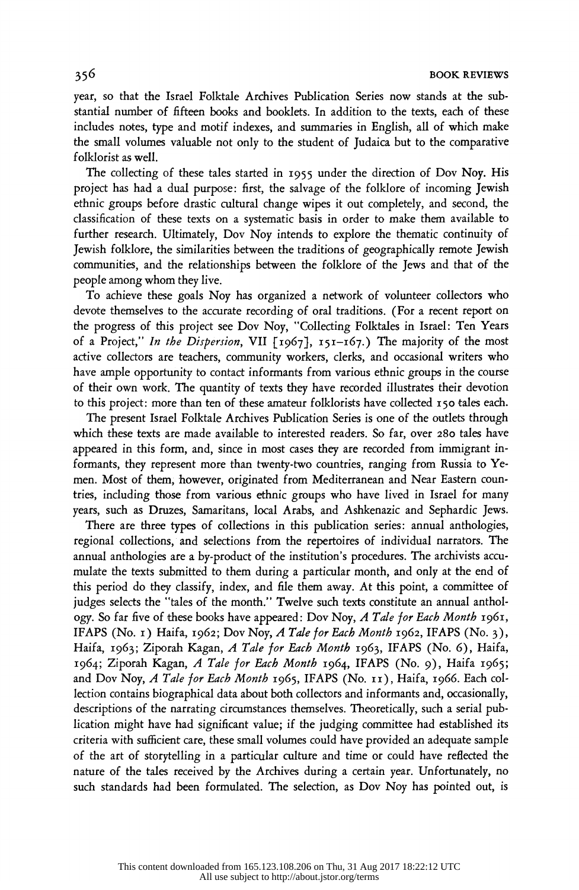year, so that the Israel Folktale Archives Publication Series now stands at the substantial number of fifteen books and booklets. In addition to the texts, each of these includes notes, type and motif indexes, and summaries in English, all of which make the small volumes valuable not only to the student of Judaica but to the comparative folklorist as well.

The collecting of these tales started in 1955 under the direction of Dov Noy. His project has had a dual purpose: first, the salvage of the folklore of incoming Jewish ethnic groups before drastic cultural change wipes it out completely, and second, the classification of these texts on a systematic basis in order to make them available to further research. Ultimately, Dov Noy intends to explore the thematic continuity of Jewish folklore, the similarities between the traditions of geographically remote Jewish communities, and the relationships between the folklore of the Jews and that of the people among whom they live.

To achieve these goals Noy has organized a network of volunteer collectors who devote themselves to the accurate recording of oral traditions. (For a recent report on the progress of this project see Dov Noy, "Collecting Folktales in Israel: Ten Years of a Project," *In the Dispersion*, VII [1967], 151–167.) The majority of the most active collectors are teachers, community workers, clerks, and occasional writers who have ample opportunity to contact informants from various ethnic groups in the course of their own work. The quantity of texts they have recorded illustrates their devotion to this project: more than ten of these amateur folklorists have collected 150 tales each.

The present Israel Folktale Archives Publication Series is one of the outlets through which these texts are made available to interested readers. So far, over 280 tales have appeared in this form, and, since in most cases they are recorded from immigrant informants, they represent more than twenty-two countries, ranging from Russia to Yemen. Most of them, however, originated from Mediterranean and Near Eastern countries, including those from various ethnic groups who have lived in Israel for many years, such as Druzes, Samaritans, local Arabs, and Ashkenazic and Sephardic Jews.

There are three types of collections in this publication series: annual anthologies, regional collections, and selections from the repertoires of individual narrators. The annual anthologies are a by-product of the institution's procedures. The archivists accumulate the texts submitted to them during a particular month, and only at the end of this period do they classify, index, and file them away. At this point, a committee of judges selects the "tales of the month." Twelve such texts constitute an annual anthology. So far five of these books have appeared: Dov Noy, *A Tale for Each Month* 1961, IFAPS (No. 1) Haifa, 1962; Dov Noy, *A Tale for Each Month* 1962, IFAPS (No. 3), Haifa, 1963; Ziporah Kagan, *A Tale for Each Month* 1963, IFAPS (No. 6), Haifa, 1964; Ziporah Kagan, *A Tale for Each Month* 1964, IFAPS (No. 9), Haifa 1965; and Dov Noy, *A Tale for Each Month* 1965, IFAPS (No. 11), Haifa, 1966. Each collection contains biographical data about both collectors and informants and, occasionally, descriptions of the narrating circumstances themselves. Theoretically, such a serial publication might have had significant value; if the judging committee had established its criteria with sufficient care, these small volumes could have provided an adequate sample of the art of storytelling in a particular culture and time or could have reflected the nature of the tales received by the Archives during a certain year. Unfortunately, no such standards had been formulated. The selection, as Dov Noy has pointed out, is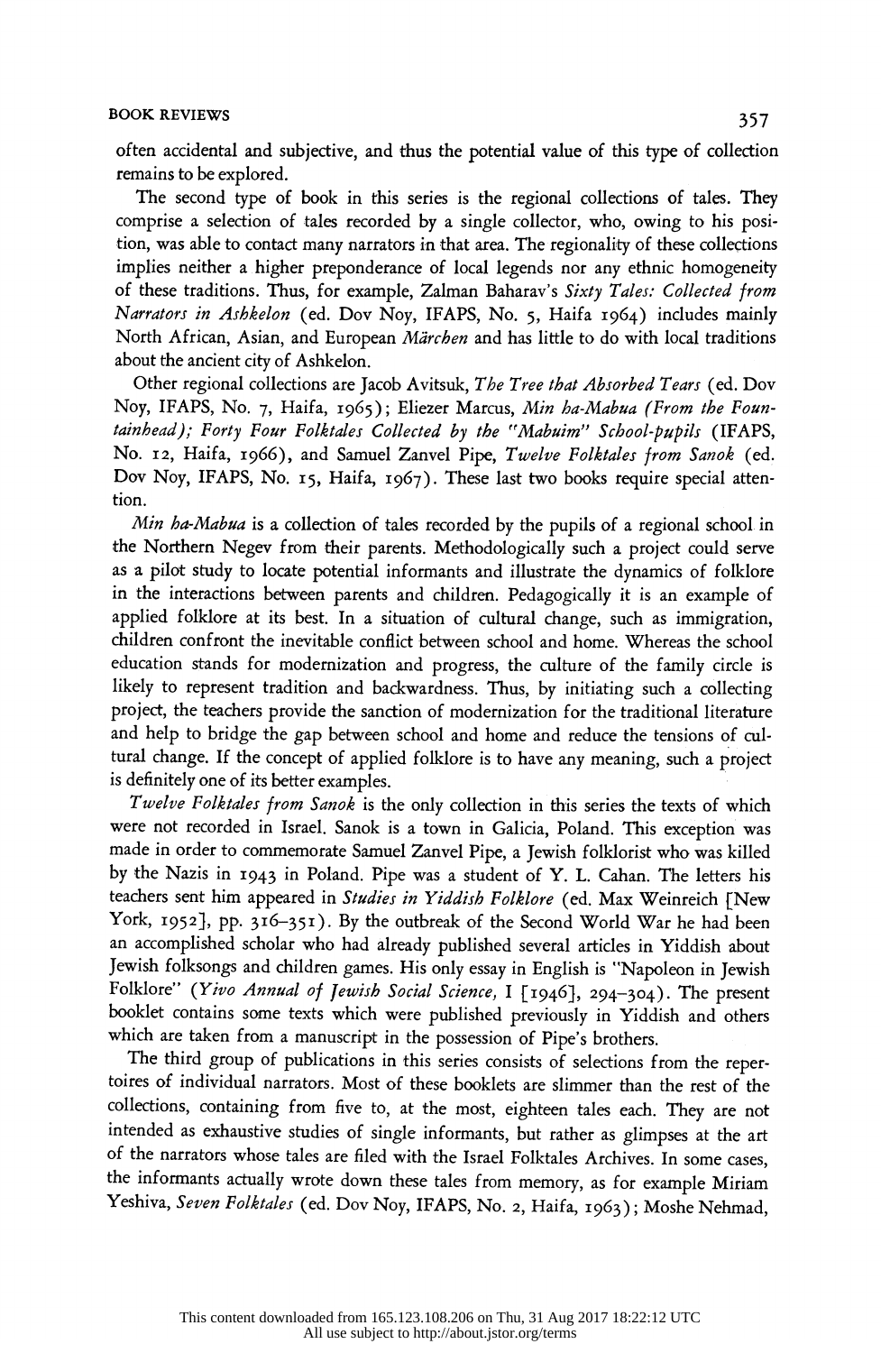often accidental and subjective, and thus the potential value of this type of collection remains to be explored.

The second type of book in this series is the regional collections of tales. They comprise a selection of tales recorded by a single collector, who, owing to his position, was able to contact many narrators in that area. The regionality of these collections implies neither a higher preponderance of local legends nor any ethnic homogeneity of these traditions. Thus, for example, Zalman Baharav's *Sixty Tales: Collected from Narrators in Ashkelon* (ed. Dov Noy, IFAPS, No. 5, Haifa 1964) includes mainly North African, Asian, and European *Märchen* and has little to do with local traditions about the ancient city of Ashkelon.

Other regional collections are Jacob Avitsuk, *The Tree that Absorbed Tears* (ed. Dov Noy, IFAPS, No. 7, Haifa, 1965); Eliezer Marcus, *Min ha-Mabua (From the Fountainhead); Forty Four Folktales Collected by the "Mabuim" School-pupils* (IFAPS, No. 12, Haifa, 1966), and Samuel Zanvel Pipe, *Twelve Folktales from Sanok* (ed. Dov Noy, IFAPS, No. 15, Haifa, 1967). These last two books require special attention.

*Min ha-Mabua* is a collection of tales recorded by the pupils of a regional school in the Northern Negev from their parents. Methodologically such a project could serve as a pilot study to locate potential informants and illustrate the dynamics of folklore in the interactions between parents and children. Pedagogically it is an example of applied folklore at its best. In a situation of cultural change, such as immigration, children confront the inevitable conflict between school and home. Whereas the school education stands for modernization and progress, the culture of the family circle is likely to represent tradition and backwardness. Thus, by initiating such a collecting project, the teachers provide the sanction of modernization for the traditional literature and help to bridge the gap between school and home and reduce the tensions of cultural change. If the concept of applied folklore is to have any meaning, such a project is definitely one of its better examples.

*Twelve Folktales from Sanok* is the only collection in this series the texts of which were not recorded in Israel. Sanok is a town in Galicia, Poland. This exception was made in order to commemorate Samuel Zanvel Pipe, a Jewish folklorist who was killed by the Nazis in 1943 in Poland. Pipe was a student of Y. L. Cahan. The letters his teachers sent him appeared in *Studies in Yiddish Folklore* (ed. Max Weinreich [New York, 1952], pp. 316–351). By the outbreak of the Second World War he had been an accomplished scholar who had already published several articles in Yiddish about Jewish folksongs and children games. His only essay in English is "Napoleon in Jewish Folklore" (*Yivo Annual of Jewish Social Science,* I [1946], 294–304). The present booklet contains some texts which were published previously in Yiddish and others which are taken from a manuscript in the possession of Pipe's brothers.

The third group of publications in this series consists of selections from the repertoires of individual narrators. Most of these booklets are slimmer than the rest of the collections, containing from five to, at the most, eighteen tales each. They are not intended as exhaustive studies of single informants, but rather as glimpses at the art of the narrators whose tales are filed with the Israel Folktales Archives. In some cases, the informants actually wrote down these tales from memory, as for example Miriam Yeshiva, *Seven Folktales* (ed. Dov Noy, IFAPS, No. 2, Haifa, 1963); Moshe Nehmad,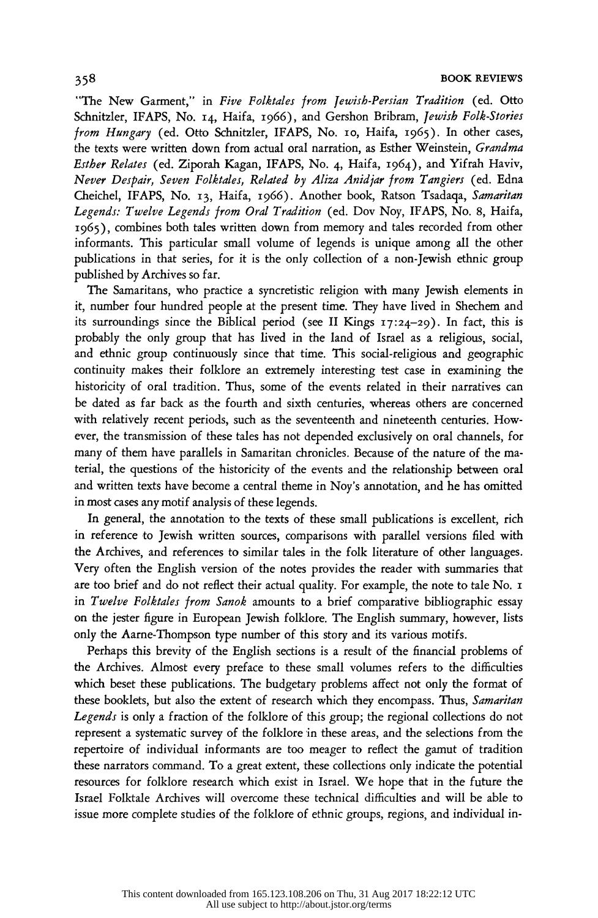"The New Garment," in *Five Folktales from Jewish-Persian Tradition* (ed. Otto Schnitzler, IFAPS, No. 14, Haifa, 1966), and Gershon Bribram, *Jewish Folk-Stories from Hungary* (ed. Otto Schnitzler, IFAPS, No. 10, Haifa, 1965). In other cases, the texts were written down from actual oral narration, as Esther Weinstein, *Grandma Esther Relates* (ed. Ziporah Kagan, IFAPS, No. 4, Haifa, 1964), and Yifrah Haviv, *Never Despair, Seven Folktales, Related by Aliza Anidjar from Tangiers* (ed. Edna Cheichel, IFAPS, No. 13, Haifa, 1966). Another book, Ratson Tsadaqa, *Samaritan Legends: Twelve Legends from Oral Tradition* (ed. Dov Noy, IFAPS, No. 8, Haifa, 1965), combines both tales written down from memory and tales recorded from other informants. This particular small volume of legends is unique among all the other publications in that series, for it is the only collection of a non-Jewish ethnic group published by Archives so far.

The Samaritans, who practice a syncretistic religion with many Jewish elements in it, number four hundred people at the present time. They have lived in Shechem and its surroundings since the Biblical period (see II Kings 17:24–29). In fact, this is probably the only group that has lived in the land of Israel as a religious, social, and ethnic group continuously since that time. This social-religious and geographic continuity makes their folklore an extremely interesting test case in examining the historicity of oral tradition. Thus, some of the events related in their narratives can be dated as far back as the fourth and sixth centuries, whereas others are concerned with relatively recent periods, such as the seventeenth and nineteenth centuries. However, the transmission of these tales has not depended exclusively on oral channels, for many of them have parallels in Samaritan chronicles. Because of the nature of the material, the questions of the historicity of the events and the relationship between oral and written texts have become a central theme in Noy's annotation, and he has omitted in most cases any motif analysis of these legends.

In general, the annotation to the texts of these small publications is excellent, rich in reference to Jewish written sources, comparisons with parallel versions filed with the Archives, and references to similar tales in the folk literature of other languages. Very often the English version of the notes provides the reader with summaries that are too brief and do not reflect their actual quality. For example, the note to tale No. 1 in *Twelve Folktales from Sanok* amounts to a brief comparative bibliographic essay on the jester figure in European Jewish folklore. The English summary, however, lists only the Aarne-Thompson type number of this story and its various motifs.

Perhaps this brevity of the English sections is a result of the financial problems of the Archives. Almost every preface to these small volumes refers to the difficulties which beset these publications. The budgetary problems affect not only the format of these booklets, but also the extent of research which they encompass. Thus, *Samaritan Legends* is only a fraction of the folklore of this group; the regional collections do not represent a systematic survey of the folklore in these areas, and the selections from the repertoire of individual informants are too meager to reflect the gamut of tradition these narrators command. To a great extent, these collections only indicate the potential resources for folklore research which exist in Israel. We hope that in the future the Israel Folktale Archives will overcome these technical difficulties and will be able to issue more complete studies of the folklore of ethnic groups, regions, and individual in-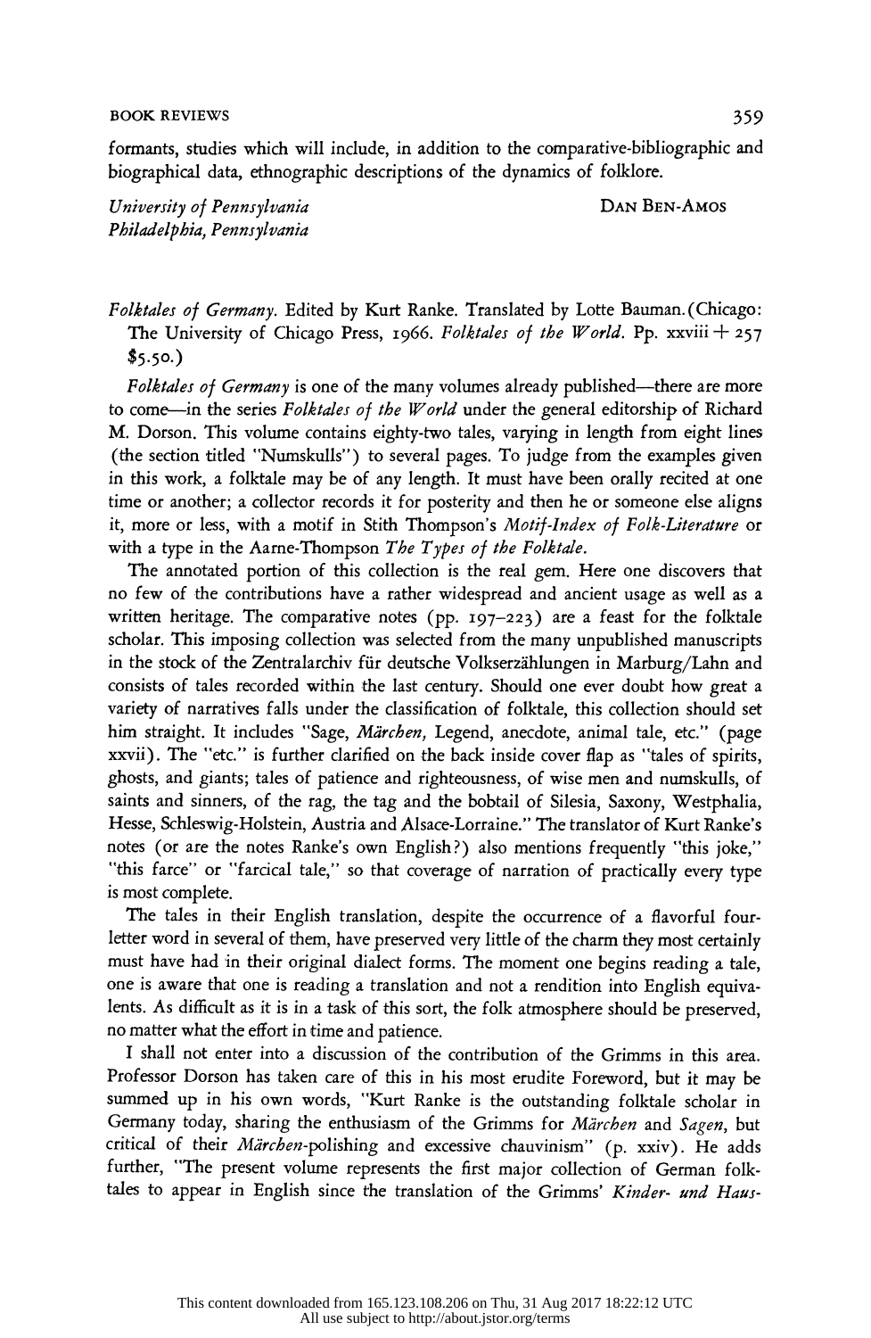formants, studies which will include, in addition to the comparative-bibliographic and biographical data, ethnographic descriptions of the dynamics of folklore.

*University of Pennsylvania*
*Philadelphia, Pennsylvania*

DAN BEN-AMOS

*Folktales of Germany.* Edited by Kurt Ranke. Translated by Lotte Bauman. (Chicago: The University of Chicago Press, 1966. *Folktales of the World.* Pp. xxviii + 257 $5.50.)

*Folktales of Germany* is one of the many volumes already published—there are more to come—in the series *Folktales of the World* under the general editorship of Richard M. Dorson. This volume contains eighty-two tales, varying in length from eight lines (the section titled "Numskulls") to several pages. To judge from the examples given in this work, a folktale may be of any length. It must have been orally recited at one time or another; a collector records it for posterity and then he or someone else aligns it, more or less, with a motif in Stith Thompson's *Motif-Index of Folk-Literature* or with a type in the Aarne-Thompson *The Types of the Folktale.*

The annotated portion of this collection is the real gem. Here one discovers that no few of the contributions have a rather widespread and ancient usage as well as a written heritage. The comparative notes (pp. 197–223) are a feast for the folktale scholar. This imposing collection was selected from the many unpublished manuscripts in the stock of the Zentralarchiv für deutsche Volkserzählungen in Marburg/Lahn and consists of tales recorded within the last century. Should one ever doubt how great a variety of narratives falls under the classification of folktale, this collection should set him straight. It includes "Sage, *Märchen,* Legend, anecdote, animal tale, etc." (page xxvii). The "etc." is further clarified on the back inside cover flap as "tales of spirits, ghosts, and giants; tales of patience and righteousness, of wise men and numskulls, of saints and sinners, of the rag, the tag and the bobtail of Silesia, Saxony, Westphalia, Hesse, Schleswig-Holstein, Austria and Alsace-Lorraine." The translator of Kurt Ranke's notes (or are the notes Ranke's own English?) also mentions frequently "this joke," "this farce" or "farcical tale," so that coverage of narration of practically every type is most complete.

The tales in their English translation, despite the occurrence of a flavorful four-letter word in several of them, have preserved very little of the charm they most certainly must have had in their original dialect forms. The moment one begins reading a tale, one is aware that one is reading a translation and not a rendition into English equivalents. As difficult as it is in a task of this sort, the folk atmosphere should be preserved, no matter what the effort in time and patience.

I shall not enter into a discussion of the contribution of the Grimms in this area. Professor Dorson has taken care of this in his most erudite Foreword, but it may be summed up in his own words, "Kurt Ranke is the outstanding folktale scholar in Germany today, sharing the enthusiasm of the Grimms for *Märchen* and *Sagen,* but critical of their *Märchen*-polishing and excessive chauvinism" (p. xxiv). He adds further, "The present volume represents the first major collection of German folktales to appear in English since the translation of the Grimms' *Kinder- und Haus-*